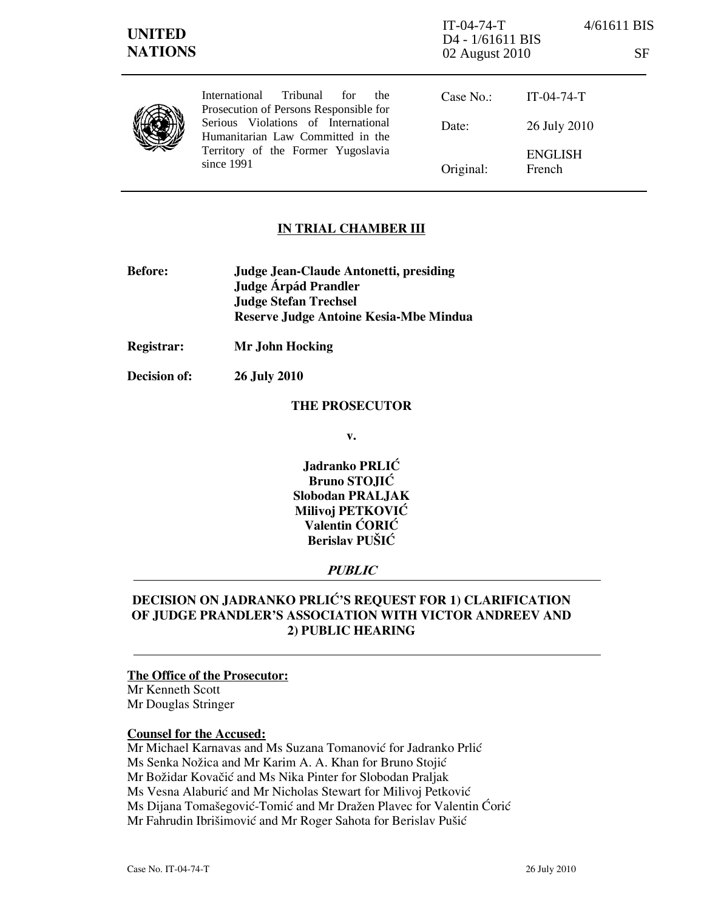IT-04-74-T 4/61611 BIS
D4 - 1/61611 BIS
02 August 2010 SF

**UNITED NATIONS**

International Tribunal for the Prosecution of Persons Responsible for Serious Violations of International Humanitarian Law Committed in the Territory of the Former Yugoslavia since 1991

| | |
|---|---|
| Case No.: | IT-04-74-T |
| Date: | 26 July 2010 |
| Original: | ENGLISH<br>French |

## IN TRIAL CHAMBER III

**Before:** **Judge Jean-Claude Antonetti, presiding**
**Judge Árpád Prandler**
**Judge Stefan Trechsel**
**Reserve Judge Antoine Kesia-Mbe Mindua**

**Registrar:** **Mr John Hocking**

**Decision of:** **26 July 2010**

**THE PROSECUTOR**

**v.**

**Jadranko PRLIĆ**
**Bruno STOJIĆ**
**Slobodan PRALJAK**
**Milivoj PETKOVIĆ**
**Valentin ĆORIĆ**
**Berislav PUŠIĆ**

***PUBLIC***

## DECISION ON JADRANKO PRLIĆ'S REQUEST FOR 1) CLARIFICATION OF JUDGE PRANDLER'S ASSOCIATION WITH VICTOR ANDREEV AND 2) PUBLIC HEARING

**The Office of the Prosecutor:**
Mr Kenneth Scott
Mr Douglas Stringer

**Counsel for the Accused:**
Mr Michael Karnavas and Ms Suzana Tomanović for Jadranko Prlić
Ms Senka Nožica and Mr Karim A. A. Khan for Bruno Stojić
Mr Božidar Kovačić and Ms Nika Pinter for Slobodan Praljak
Ms Vesna Alaburić and Mr Nicholas Stewart for Milivoj Petković
Ms Dijana Tomašegović-Tomić and Mr Dražen Plavec for Valentin Ćorić
Mr Fahrudin Ibrišimović and Mr Roger Sahota for Berislav Pušić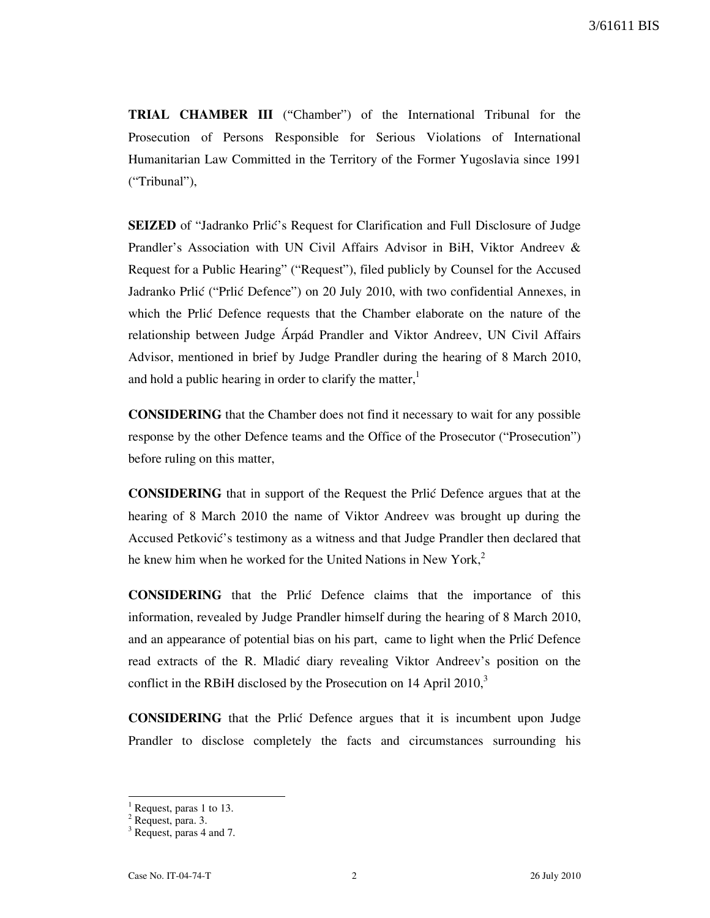**TRIAL CHAMBER III** ("Chamber") of the International Tribunal for the Prosecution of Persons Responsible for Serious Violations of International Humanitarian Law Committed in the Territory of the Former Yugoslavia since 1991 ("Tribunal"),

**SEIZED** of "Jadranko Prlić's Request for Clarification and Full Disclosure of Judge Prandler's Association with UN Civil Affairs Advisor in BiH, Viktor Andreev & Request for a Public Hearing" ("Request"), filed publicly by Counsel for the Accused Jadranko Prlić ("Prlić Defence") on 20 July 2010, with two confidential Annexes, in which the Prlić Defence requests that the Chamber elaborate on the nature of the relationship between Judge Árpád Prandler and Viktor Andreev, UN Civil Affairs Advisor, mentioned in brief by Judge Prandler during the hearing of 8 March 2010, and hold a public hearing in order to clarify the matter,[1]

**CONSIDERING** that the Chamber does not find it necessary to wait for any possible response by the other Defence teams and the Office of the Prosecutor ("Prosecution") before ruling on this matter,

**CONSIDERING** that in support of the Request the Prlić Defence argues that at the hearing of 8 March 2010 the name of Viktor Andreev was brought up during the Accused Petković's testimony as a witness and that Judge Prandler then declared that he knew him when he worked for the United Nations in New York,[2]

**CONSIDERING** that the Prlić Defence claims that the importance of this information, revealed by Judge Prandler himself during the hearing of 8 March 2010, and an appearance of potential bias on his part, came to light when the Prlić Defence read extracts of the R. Mladić diary revealing Viktor Andreev's position on the conflict in the RBiH disclosed by the Prosecution on 14 April 2010,[3]

**CONSIDERING** that the Prlić Defence argues that it is incumbent upon Judge Prandler to disclose completely the facts and circumstances surrounding his

---

[1] Request, paras 1 to 13.

[2] Request, para. 3.

[3] Request, paras 4 and 7.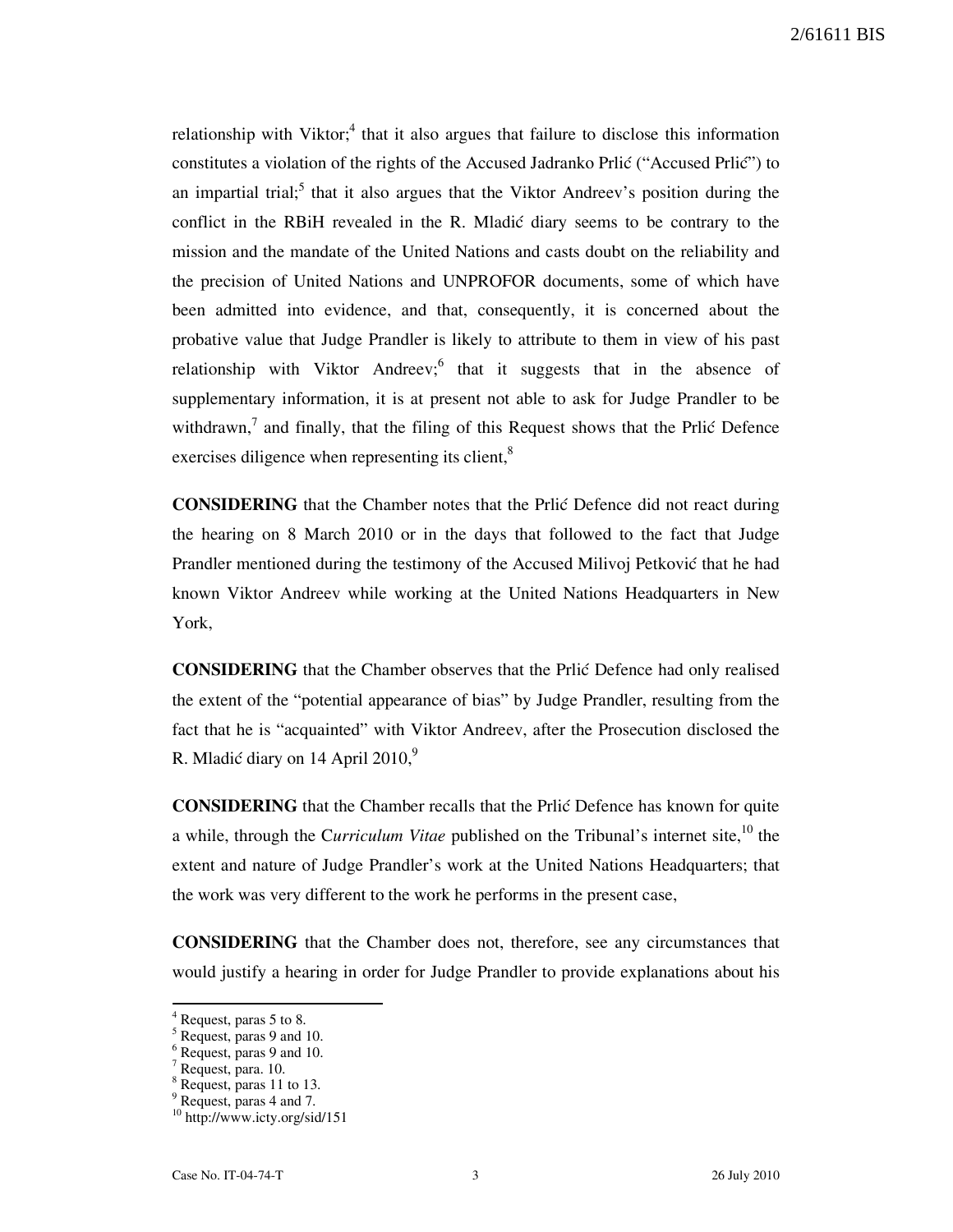relationship with Viktor;[4] that it also argues that failure to disclose this information constitutes a violation of the rights of the Accused Jadranko Prlić ("Accused Prlić") to an impartial trial;[5] that it also argues that the Viktor Andreev's position during the conflict in the RBiH revealed in the R. Mladić diary seems to be contrary to the mission and the mandate of the United Nations and casts doubt on the reliability and the precision of United Nations and UNPROFOR documents, some of which have been admitted into evidence, and that, consequently, it is concerned about the probative value that Judge Prandler is likely to attribute to them in view of his past relationship with Viktor Andreev;[6] that it suggests that in the absence of supplementary information, it is at present not able to ask for Judge Prandler to be withdrawn,[7] and finally, that the filing of this Request shows that the Prlić Defence exercises diligence when representing its client,[8]

**CONSIDERING** that the Chamber notes that the Prlić Defence did not react during the hearing on 8 March 2010 or in the days that followed to the fact that Judge Prandler mentioned during the testimony of the Accused Milivoj Petković that he had known Viktor Andreev while working at the United Nations Headquarters in New York,

**CONSIDERING** that the Chamber observes that the Prlić Defence had only realised the extent of the "potential appearance of bias" by Judge Prandler, resulting from the fact that he is "acquainted" with Viktor Andreev, after the Prosecution disclosed the R. Mladić diary on 14 April 2010,[9]

**CONSIDERING** that the Chamber recalls that the Prlić Defence has known for quite a while, through the C*urriculum Vitae* published on the Tribunal's internet site,[10] the extent and nature of Judge Prandler's work at the United Nations Headquarters; that the work was very different to the work he performs in the present case,

**CONSIDERING** that the Chamber does not, therefore, see any circumstances that would justify a hearing in order for Judge Prandler to provide explanations about his

---

[4] Request, paras 5 to 8.
[5] Request, paras 9 and 10.
[6] Request, paras 9 and 10.
[7] Request, para. 10.
[8] Request, paras 11 to 13.
[9] Request, paras 4 and 7.
[10] http://www.icty.org/sid/151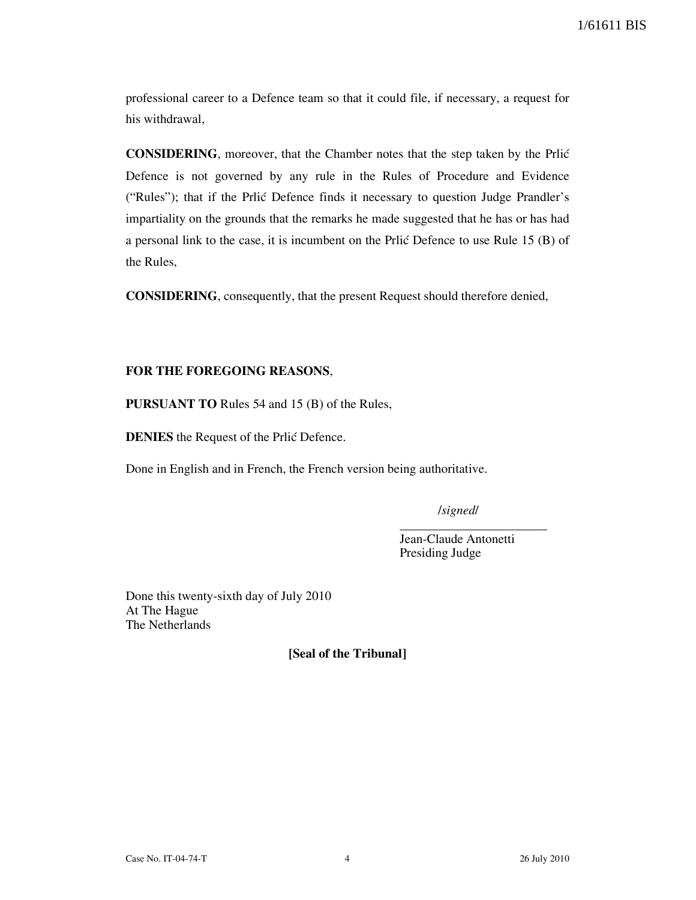professional career to a Defence team so that it could file, if necessary, a request for his withdrawal,

**CONSIDERING**, moreover, that the Chamber notes that the step taken by the Prlić Defence is not governed by any rule in the Rules of Procedure and Evidence ("Rules"); that if the Prlić Defence finds it necessary to question Judge Prandler's impartiality on the grounds that the remarks he made suggested that he has or has had a personal link to the case, it is incumbent on the Prlić Defence to use Rule 15 (B) of the Rules,

**CONSIDERING**, consequently, that the present Request should therefore denied,

**FOR THE FOREGOING REASONS**,

**PURSUANT TO** Rules 54 and 15 (B) of the Rules,

**DENIES** the Request of the Prlić Defence.

Done in English and in French, the French version being authoritative.

/*signed*/

_______________________

Jean-Claude Antonetti
Presiding Judge

Done this twenty-sixth day of July 2010
At The Hague
The Netherlands

**[Seal of the Tribunal]**